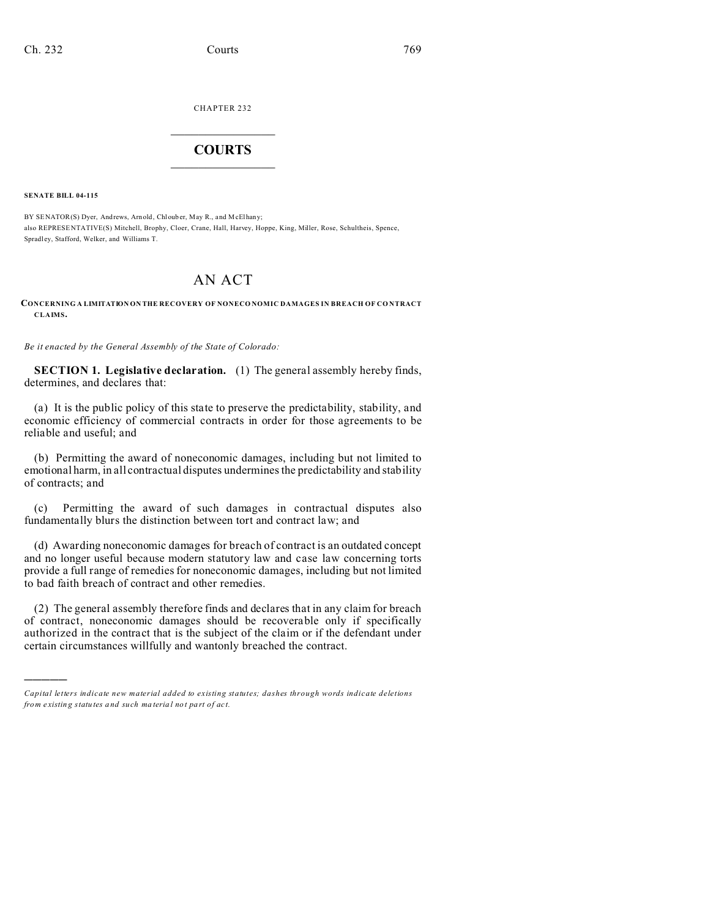CHAPTER 232

# COURTS

**SENATE BILL 04-115**

BY SENATOR(S) Dyer, Andrews, Arnold, Chlouber, May R., and McElhany;
also REPRESENTATIVE(S) Mitchell, Brophy, Cloer, Crane, Hall, Harvey, Hoppe, King, Miller, Rose, Schultheis, Spence, Spradley, Stafford, Welker, and Williams T.

# AN ACT

**CONCERNING A LIMITATION ON THE RECOVERY OF NONECONOMIC DAMAGES IN BREACH OF CONTRACT CLAIMS.**

*Be it enacted by the General Assembly of the State of Colorado:*

**SECTION 1. Legislative declaration.** (1) The general assembly hereby finds, determines, and declares that:

(a) It is the public policy of this state to preserve the predictability, stability, and economic efficiency of commercial contracts in order for those agreements to be reliable and useful; and

(b) Permitting the award of noneconomic damages, including but not limited to emotional harm, in all contractual disputes undermines the predictability and stability of contracts; and

(c) Permitting the award of such damages in contractual disputes also fundamentally blurs the distinction between tort and contract law; and

(d) Awarding noneconomic damages for breach of contract is an outdated concept and no longer useful because modern statutory law and case law concerning torts provide a full range of remedies for noneconomic damages, including but not limited to bad faith breach of contract and other remedies.

(2) The general assembly therefore finds and declares that in any claim for breach of contract, noneconomic damages should be recoverable only if specifically authorized in the contract that is the subject of the claim or if the defendant under certain circumstances willfully and wantonly breached the contract.

---

*Capital letters indicate new material added to existing statutes; dashes through words indicate deletions from existing statutes and such material not part of act.*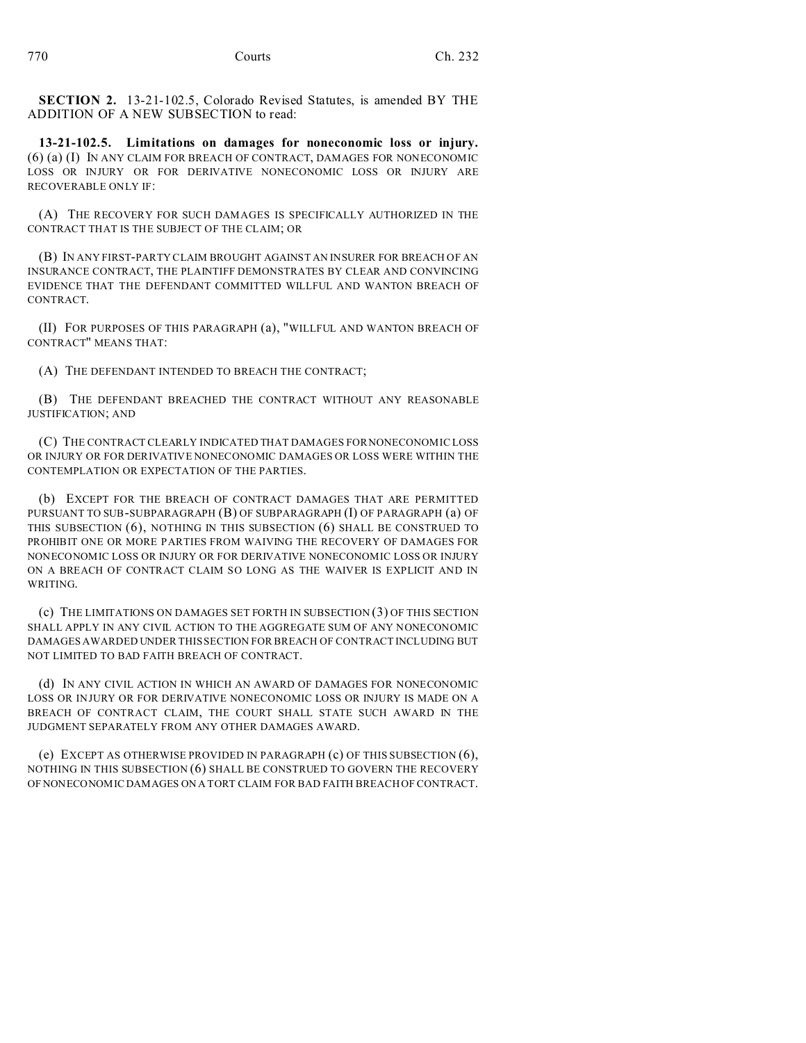**SECTION 2.** 13-21-102.5, Colorado Revised Statutes, is amended BY THE ADDITION OF A NEW SUBSECTION to read:

**13-21-102.5. Limitations on damages for noneconomic loss or injury.** (6) (a) (I) IN ANY CLAIM FOR BREACH OF CONTRACT, DAMAGES FOR NONECONOMIC LOSS OR INJURY OR FOR DERIVATIVE NONECONOMIC LOSS OR INJURY ARE RECOVERABLE ONLY IF:

(A) THE RECOVERY FOR SUCH DAMAGES IS SPECIFICALLY AUTHORIZED IN THE CONTRACT THAT IS THE SUBJECT OF THE CLAIM; OR

(B) IN ANY FIRST-PARTY CLAIM BROUGHT AGAINST AN INSURER FOR BREACH OF AN INSURANCE CONTRACT, THE PLAINTIFF DEMONSTRATES BY CLEAR AND CONVINCING EVIDENCE THAT THE DEFENDANT COMMITTED WILLFUL AND WANTON BREACH OF CONTRACT.

(II) FOR PURPOSES OF THIS PARAGRAPH (a), "WILLFUL AND WANTON BREACH OF CONTRACT" MEANS THAT:

(A) THE DEFENDANT INTENDED TO BREACH THE CONTRACT;

(B) THE DEFENDANT BREACHED THE CONTRACT WITHOUT ANY REASONABLE JUSTIFICATION; AND

(C) THE CONTRACT CLEARLY INDICATED THAT DAMAGES FOR NONECONOMIC LOSS OR INJURY OR FOR DERIVATIVE NONECONOMIC DAMAGES OR LOSS WERE WITHIN THE CONTEMPLATION OR EXPECTATION OF THE PARTIES.

(b) EXCEPT FOR THE BREACH OF CONTRACT DAMAGES THAT ARE PERMITTED PURSUANT TO SUB-SUBPARAGRAPH (B) OF SUBPARAGRAPH (I) OF PARAGRAPH (a) OF THIS SUBSECTION (6), NOTHING IN THIS SUBSECTION (6) SHALL BE CONSTRUED TO PROHIBIT ONE OR MORE PARTIES FROM WAIVING THE RECOVERY OF DAMAGES FOR NONECONOMIC LOSS OR INJURY OR FOR DERIVATIVE NONECONOMIC LOSS OR INJURY ON A BREACH OF CONTRACT CLAIM SO LONG AS THE WAIVER IS EXPLICIT AND IN WRITING.

(c) THE LIMITATIONS ON DAMAGES SET FORTH IN SUBSECTION (3) OF THIS SECTION SHALL APPLY IN ANY CIVIL ACTION TO THE AGGREGATE SUM OF ANY NONECONOMIC DAMAGES AWARDED UNDER THIS SECTION FOR BREACH OF CONTRACT INCLUDING BUT NOT LIMITED TO BAD FAITH BREACH OF CONTRACT.

(d) IN ANY CIVIL ACTION IN WHICH AN AWARD OF DAMAGES FOR NONECONOMIC LOSS OR INJURY OR FOR DERIVATIVE NONECONOMIC LOSS OR INJURY IS MADE ON A BREACH OF CONTRACT CLAIM, THE COURT SHALL STATE SUCH AWARD IN THE JUDGMENT SEPARATELY FROM ANY OTHER DAMAGES AWARD.

(e) EXCEPT AS OTHERWISE PROVIDED IN PARAGRAPH (c) OF THIS SUBSECTION (6), NOTHING IN THIS SUBSECTION (6) SHALL BE CONSTRUED TO GOVERN THE RECOVERY OF NONECONOMIC DAMAGES ON A TORT CLAIM FOR BAD FAITH BREACH OF CONTRACT.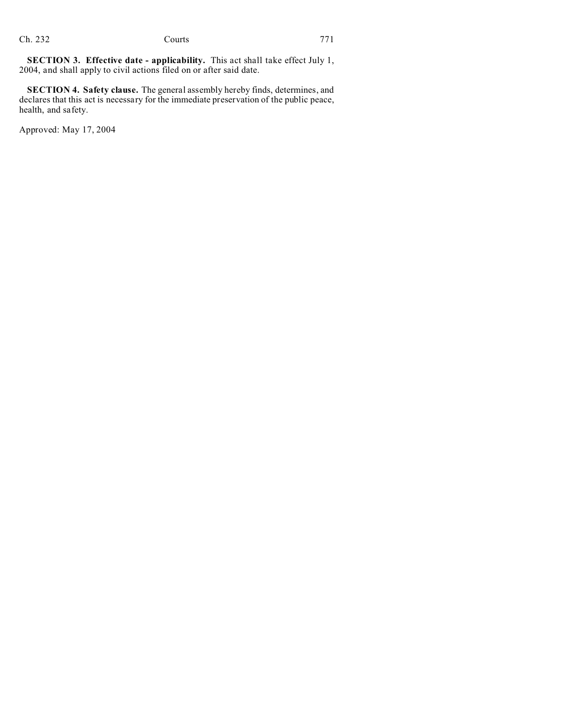**SECTION 3. Effective date - applicability.** This act shall take effect July 1, 2004, and shall apply to civil actions filed on or after said date.

**SECTION 4. Safety clause.** The general assembly hereby finds, determines, and declares that this act is necessary for the immediate preservation of the public peace, health, and safety.

Approved: May 17, 2004